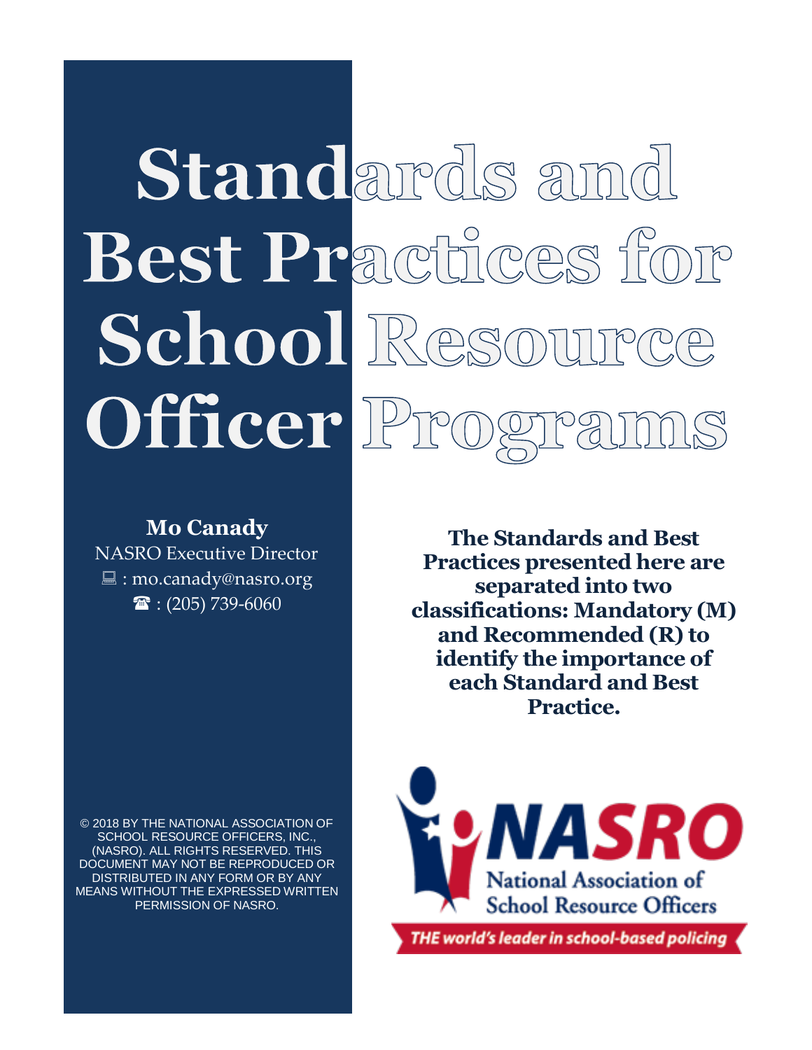# Standards and Best Practices for School Resource Officer Programs

**Mo Canady**
NASRO Executive Director
: mo.canady@nasro.org
: (205) 739-6060

**The Standards and Best Practices presented here are separated into two classifications: Mandatory (M) and Recommended (R) to identify the importance of each Standard and Best Practice.**

© 2018 BY THE NATIONAL ASSOCIATION OF SCHOOL RESOURCE OFFICERS, INC., (NASRO). ALL RIGHTS RESERVED. THIS DOCUMENT MAY NOT BE REPRODUCED OR DISTRIBUTED IN ANY FORM OR BY ANY MEANS WITHOUT THE EXPRESSED WRITTEN PERMISSION OF NASRO.

NASRO
National Association of School Resource Officers
THE world's leader in school-based policing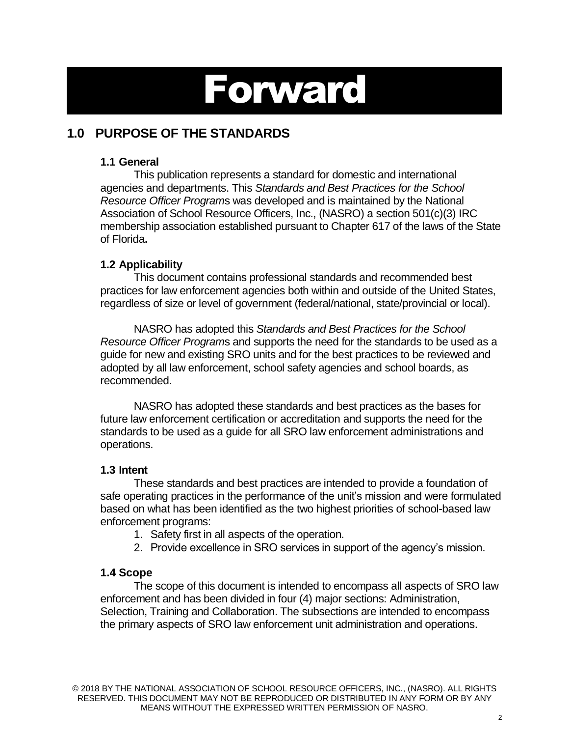# Forward

## 1.0 PURPOSE OF THE STANDARDS

### 1.1 General

This publication represents a standard for domestic and international agencies and departments. This *Standards and Best Practices for the School Resource Officer Programs* was developed and is maintained by the National Association of School Resource Officers, Inc., (NASRO) a section 501(c)(3) IRC membership association established pursuant to Chapter 617 of the laws of the State of Florida**.**

### 1.2 Applicability

This document contains professional standards and recommended best practices for law enforcement agencies both within and outside of the United States, regardless of size or level of government (federal/national, state/provincial or local).

NASRO has adopted this *Standards and Best Practices for the School Resource Officer Programs* and supports the need for the standards to be used as a guide for new and existing SRO units and for the best practices to be reviewed and adopted by all law enforcement, school safety agencies and school boards, as recommended.

NASRO has adopted these standards and best practices as the bases for future law enforcement certification or accreditation and supports the need for the standards to be used as a guide for all SRO law enforcement administrations and operations.

### 1.3 Intent

These standards and best practices are intended to provide a foundation of safe operating practices in the performance of the unit's mission and were formulated based on what has been identified as the two highest priorities of school-based law enforcement programs:

1. Safety first in all aspects of the operation.
2. Provide excellence in SRO services in support of the agency's mission.

### 1.4 Scope

The scope of this document is intended to encompass all aspects of SRO law enforcement and has been divided in four (4) major sections: Administration, Selection, Training and Collaboration. The subsections are intended to encompass the primary aspects of SRO law enforcement unit administration and operations.

© 2018 BY THE NATIONAL ASSOCIATION OF SCHOOL RESOURCE OFFICERS, INC., (NASRO). ALL RIGHTS RESERVED. THIS DOCUMENT MAY NOT BE REPRODUCED OR DISTRIBUTED IN ANY FORM OR BY ANY MEANS WITHOUT THE EXPRESSED WRITTEN PERMISSION OF NASRO.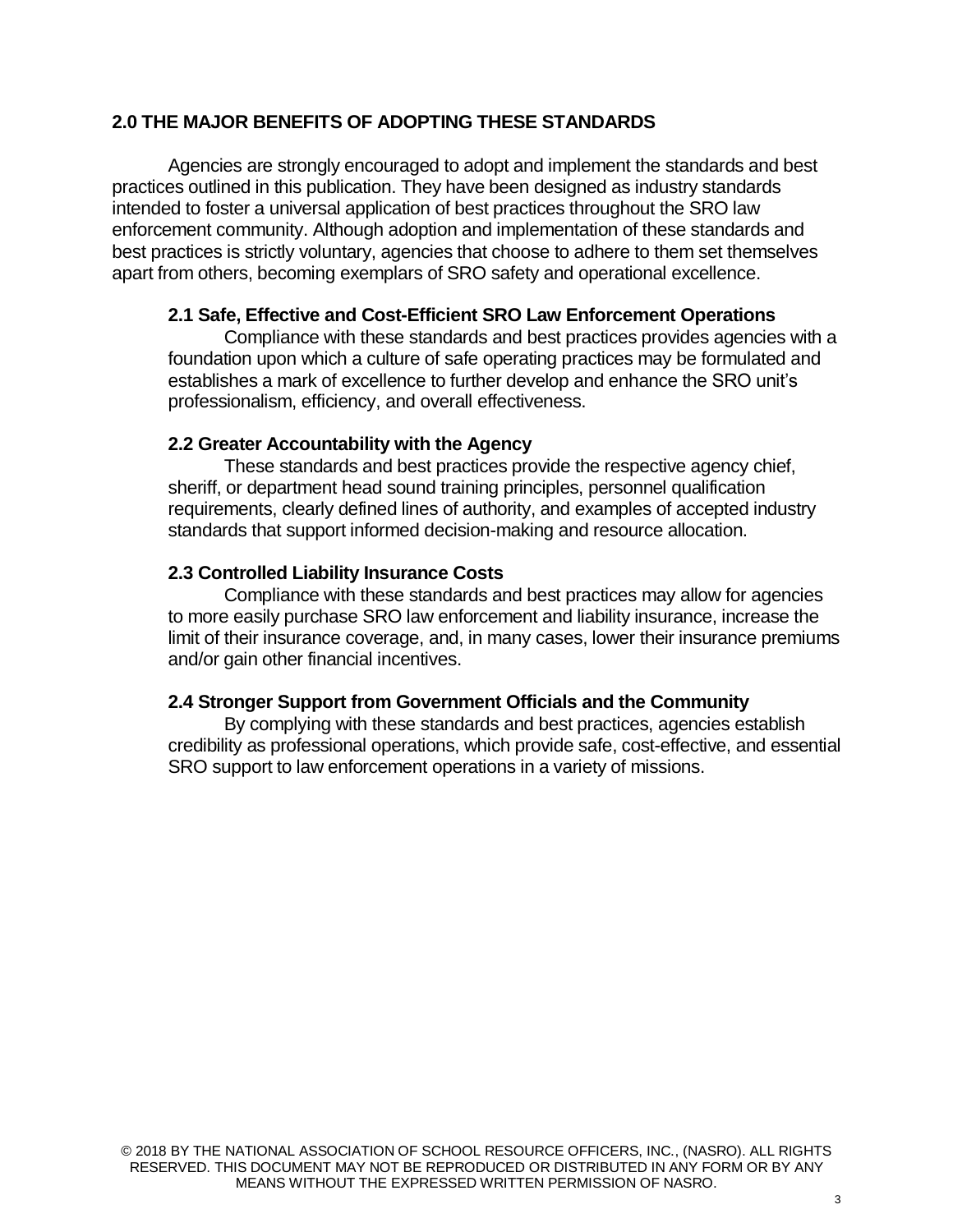## 2.0 THE MAJOR BENEFITS OF ADOPTING THESE STANDARDS

Agencies are strongly encouraged to adopt and implement the standards and best practices outlined in this publication. They have been designed as industry standards intended to foster a universal application of best practices throughout the SRO law enforcement community. Although adoption and implementation of these standards and best practices is strictly voluntary, agencies that choose to adhere to them set themselves apart from others, becoming exemplars of SRO safety and operational excellence.

### 2.1 Safe, Effective and Cost-Efficient SRO Law Enforcement Operations

Compliance with these standards and best practices provides agencies with a foundation upon which a culture of safe operating practices may be formulated and establishes a mark of excellence to further develop and enhance the SRO unit's professionalism, efficiency, and overall effectiveness.

### 2.2 Greater Accountability with the Agency

These standards and best practices provide the respective agency chief, sheriff, or department head sound training principles, personnel qualification requirements, clearly defined lines of authority, and examples of accepted industry standards that support informed decision-making and resource allocation.

### 2.3 Controlled Liability Insurance Costs

Compliance with these standards and best practices may allow for agencies to more easily purchase SRO law enforcement and liability insurance, increase the limit of their insurance coverage, and, in many cases, lower their insurance premiums and/or gain other financial incentives.

### 2.4 Stronger Support from Government Officials and the Community

By complying with these standards and best practices, agencies establish credibility as professional operations, which provide safe, cost-effective, and essential SRO support to law enforcement operations in a variety of missions.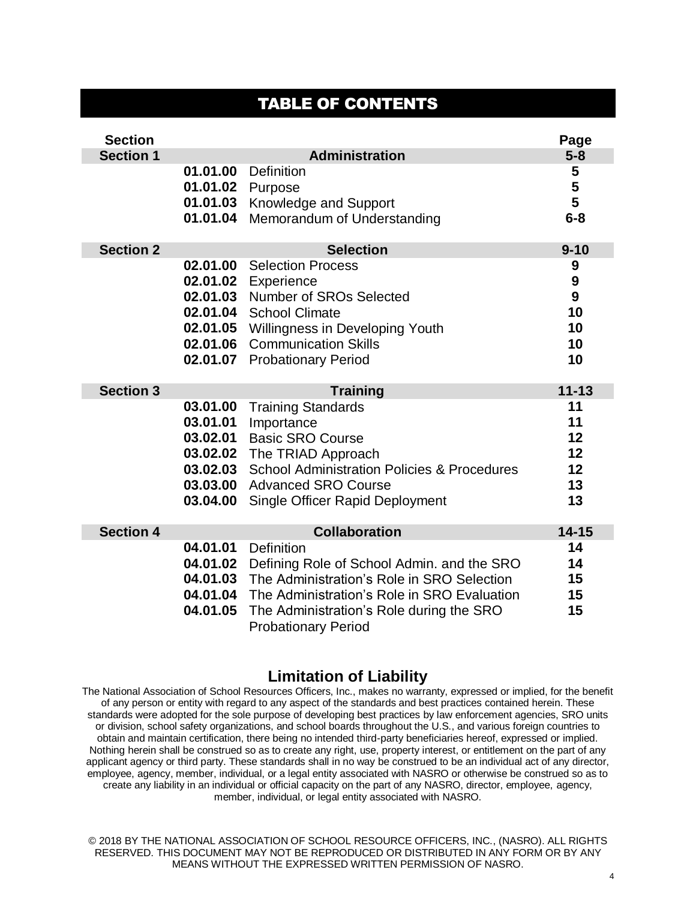# TABLE OF CONTENTS

| Section | | | Page |
|---|---|---|---|
| **Section 1** | | **Administration** | **5-8** |
| | **01.01.00** | Definition | **5** |
| | **01.01.02** | Purpose | **5** |
| | **01.01.03** | Knowledge and Support | **5** |
| | **01.01.04** | Memorandum of Understanding | **6-8** |
| **Section 2** | | **Selection** | **9-10** |
| | **02.01.00** | Selection Process | **9** |
| | **02.01.02** | Experience | **9** |
| | **02.01.03** | Number of SROs Selected | **9** |
| | **02.01.04** | School Climate | **10** |
| | **02.01.05** | Willingness in Developing Youth | **10** |
| | **02.01.06** | Communication Skills | **10** |
| | **02.01.07** | Probationary Period | **10** |
| **Section 3** | | **Training** | **11-13** |
| | **03.01.00** | Training Standards | **11** |
| | **03.01.01** | Importance | **11** |
| | **03.02.01** | Basic SRO Course | **12** |
| | **03.02.02** | The TRIAD Approach | **12** |
| | **03.02.03** | School Administration Policies & Procedures | **12** |
| | **03.03.00** | Advanced SRO Course | **13** |
| | **03.04.00** | Single Officer Rapid Deployment | **13** |
| **Section 4** | | **Collaboration** | **14-15** |
| | **04.01.01** | Definition | **14** |
| | **04.01.02** | Defining Role of School Admin. and the SRO | **14** |
| | **04.01.03** | The Administration's Role in SRO Selection | **15** |
| | **04.01.04** | The Administration's Role in SRO Evaluation | **15** |
| | **04.01.05** | The Administration's Role during the SRO Probationary Period | **15** |

## Limitation of Liability

The National Association of School Resources Officers, Inc., makes no warranty, expressed or implied, for the benefit of any person or entity with regard to any aspect of the standards and best practices contained herein. These standards were adopted for the sole purpose of developing best practices by law enforcement agencies, SRO units or division, school safety organizations, and school boards throughout the U.S., and various foreign countries to obtain and maintain certification, there being no intended third-party beneficiaries hereof, expressed or implied. Nothing herein shall be construed so as to create any right, use, property interest, or entitlement on the part of any applicant agency or third party. These standards shall in no way be construed to be an individual act of any director, employee, agency, member, individual, or a legal entity associated with NASRO or otherwise be construed so as to create any liability in an individual or official capacity on the part of any NASRO, director, employee, agency, member, individual, or legal entity associated with NASRO.

© 2018 BY THE NATIONAL ASSOCIATION OF SCHOOL RESOURCE OFFICERS, INC., (NASRO). ALL RIGHTS RESERVED. THIS DOCUMENT MAY NOT BE REPRODUCED OR DISTRIBUTED IN ANY FORM OR BY ANY MEANS WITHOUT THE EXPRESSED WRITTEN PERMISSION OF NASRO.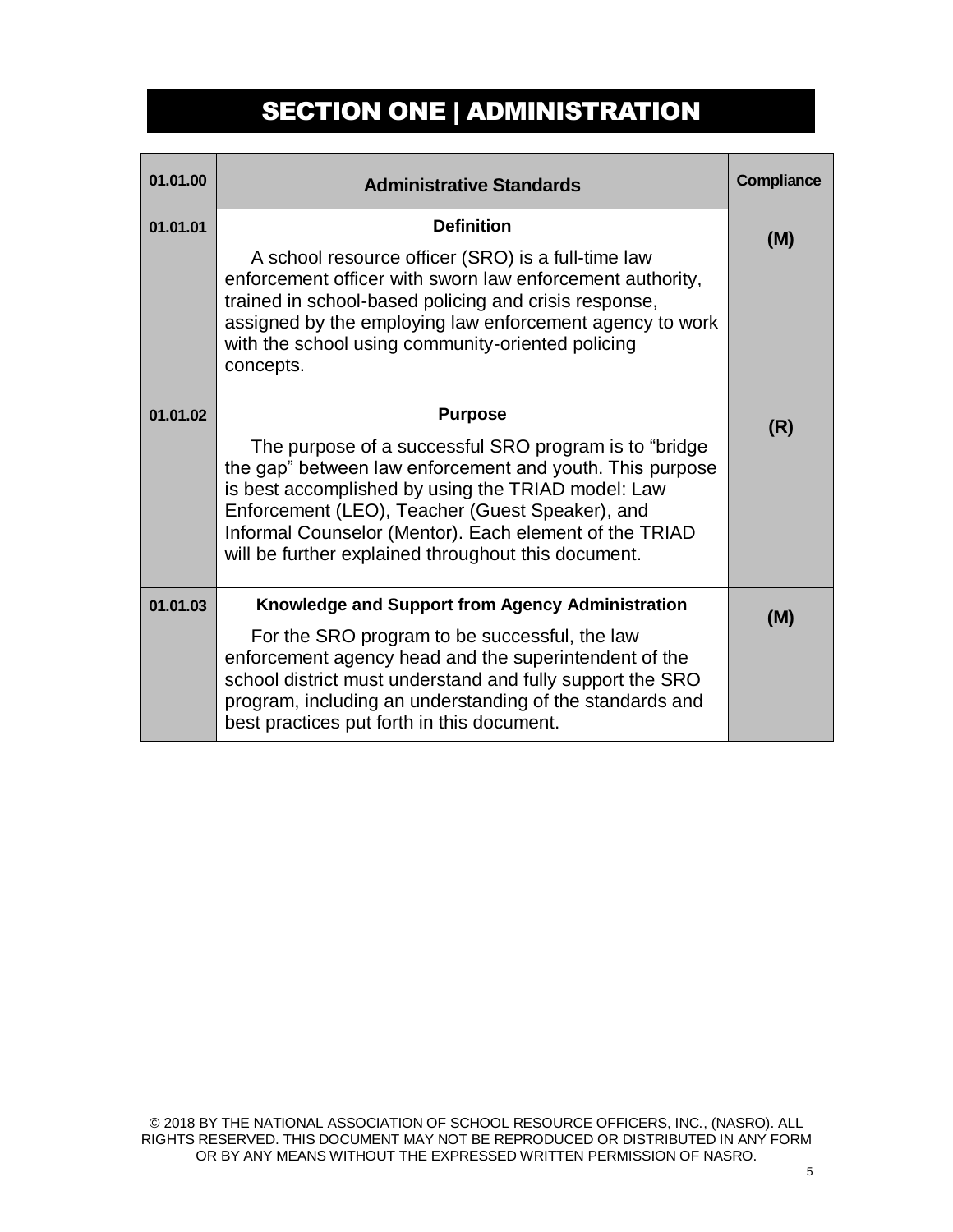# SECTION ONE | ADMINISTRATION

| 01.01.00 | Administrative Standards | Compliance |
|---|---|---|
| 01.01.01 | **Definition**<br><br>A school resource officer (SRO) is a full-time law enforcement officer with sworn law enforcement authority, trained in school-based policing and crisis response, assigned by the employing law enforcement agency to work with the school using community-oriented policing concepts. | **(M)** |
| 01.01.02 | **Purpose**<br><br>The purpose of a successful SRO program is to "bridge the gap" between law enforcement and youth. This purpose is best accomplished by using the TRIAD model: Law Enforcement (LEO), Teacher (Guest Speaker), and Informal Counselor (Mentor). Each element of the TRIAD will be further explained throughout this document. | **(R)** |
| 01.01.03 | **Knowledge and Support from Agency Administration**<br><br>For the SRO program to be successful, the law enforcement agency head and the superintendent of the school district must understand and fully support the SRO program, including an understanding of the standards and best practices put forth in this document. | **(M)** |

© 2018 BY THE NATIONAL ASSOCIATION OF SCHOOL RESOURCE OFFICERS, INC., (NASRO). ALL RIGHTS RESERVED. THIS DOCUMENT MAY NOT BE REPRODUCED OR DISTRIBUTED IN ANY FORM OR BY ANY MEANS WITHOUT THE EXPRESSED WRITTEN PERMISSION OF NASRO.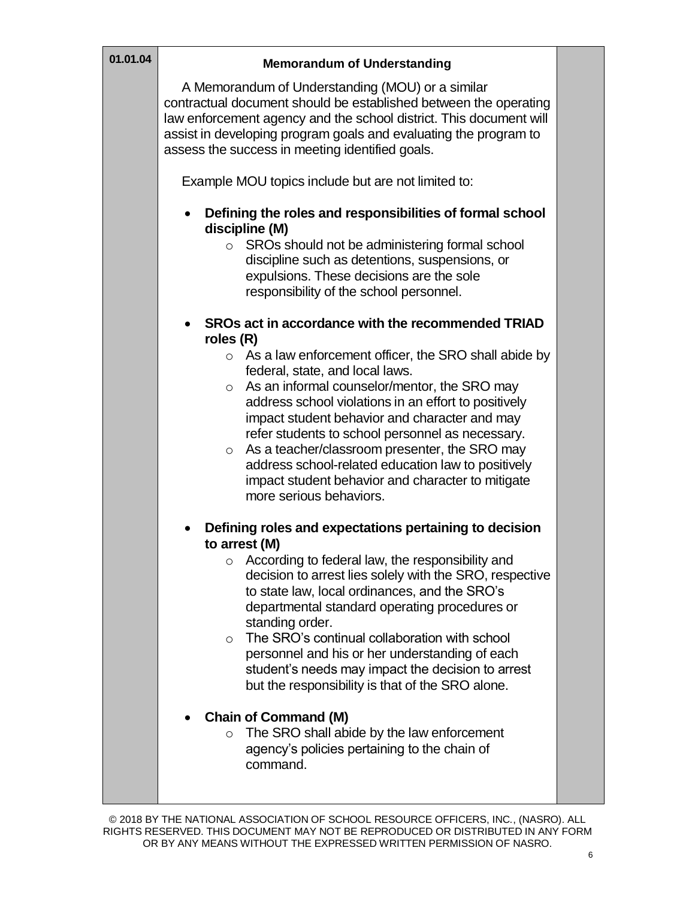**01.01.04**

### Memorandum of Understanding

A Memorandum of Understanding (MOU) or a similar contractual document should be established between the operating law enforcement agency and the school district. This document will assist in developing program goals and evaluating the program to assess the success in meeting identified goals.

Example MOU topics include but are not limited to:

- **Defining the roles and responsibilities of formal school discipline (M)**
  - SROs should not be administering formal school discipline such as detentions, suspensions, or expulsions. These decisions are the sole responsibility of the school personnel.
- **SROs act in accordance with the recommended TRIAD roles (R)**
  - As a law enforcement officer, the SRO shall abide by federal, state, and local laws.
  - As an informal counselor/mentor, the SRO may address school violations in an effort to positively impact student behavior and character and may refer students to school personnel as necessary.
  - As a teacher/classroom presenter, the SRO may address school-related education law to positively impact student behavior and character to mitigate more serious behaviors.
- **Defining roles and expectations pertaining to decision to arrest (M)**
  - According to federal law, the responsibility and decision to arrest lies solely with the SRO, respective to state law, local ordinances, and the SRO's departmental standard operating procedures or standing order.
  - The SRO's continual collaboration with school personnel and his or her understanding of each student's needs may impact the decision to arrest but the responsibility is that of the SRO alone.
- **Chain of Command (M)**
  - The SRO shall abide by the law enforcement agency's policies pertaining to the chain of command.

© 2018 BY THE NATIONAL ASSOCIATION OF SCHOOL RESOURCE OFFICERS, INC., (NASRO). ALL RIGHTS RESERVED. THIS DOCUMENT MAY NOT BE REPRODUCED OR DISTRIBUTED IN ANY FORM OR BY ANY MEANS WITHOUT THE EXPRESSED WRITTEN PERMISSION OF NASRO.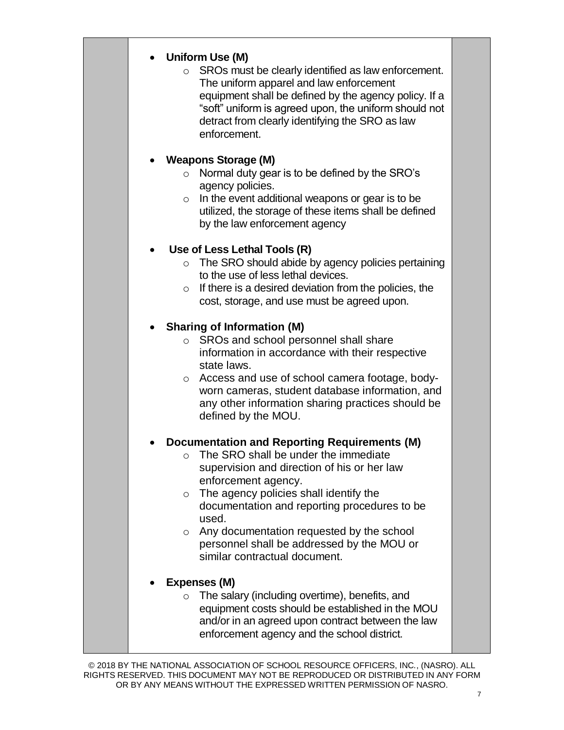- **Uniform Use (M)**
  - SROs must be clearly identified as law enforcement. The uniform apparel and law enforcement equipment shall be defined by the agency policy. If a "soft" uniform is agreed upon, the uniform should not detract from clearly identifying the SRO as law enforcement.

- **Weapons Storage (M)**
  - Normal duty gear is to be defined by the SRO's agency policies.
  - In the event additional weapons or gear is to be utilized, the storage of these items shall be defined by the law enforcement agency

- **Use of Less Lethal Tools (R)**
  - The SRO should abide by agency policies pertaining to the use of less lethal devices.
  - If there is a desired deviation from the policies, the cost, storage, and use must be agreed upon.

- **Sharing of Information (M)**
  - SROs and school personnel shall share information in accordance with their respective state laws.
  - Access and use of school camera footage, body-worn cameras, student database information, and any other information sharing practices should be defined by the MOU.

- **Documentation and Reporting Requirements (M)**
  - The SRO shall be under the immediate supervision and direction of his or her law enforcement agency.
  - The agency policies shall identify the documentation and reporting procedures to be used.
  - Any documentation requested by the school personnel shall be addressed by the MOU or similar contractual document.

- **Expenses (M)**
  - The salary (including overtime), benefits, and equipment costs should be established in the MOU and/or in an agreed upon contract between the law enforcement agency and the school district.

© 2018 BY THE NATIONAL ASSOCIATION OF SCHOOL RESOURCE OFFICERS, INC., (NASRO). ALL RIGHTS RESERVED. THIS DOCUMENT MAY NOT BE REPRODUCED OR DISTRIBUTED IN ANY FORM OR BY ANY MEANS WITHOUT THE EXPRESSED WRITTEN PERMISSION OF NASRO.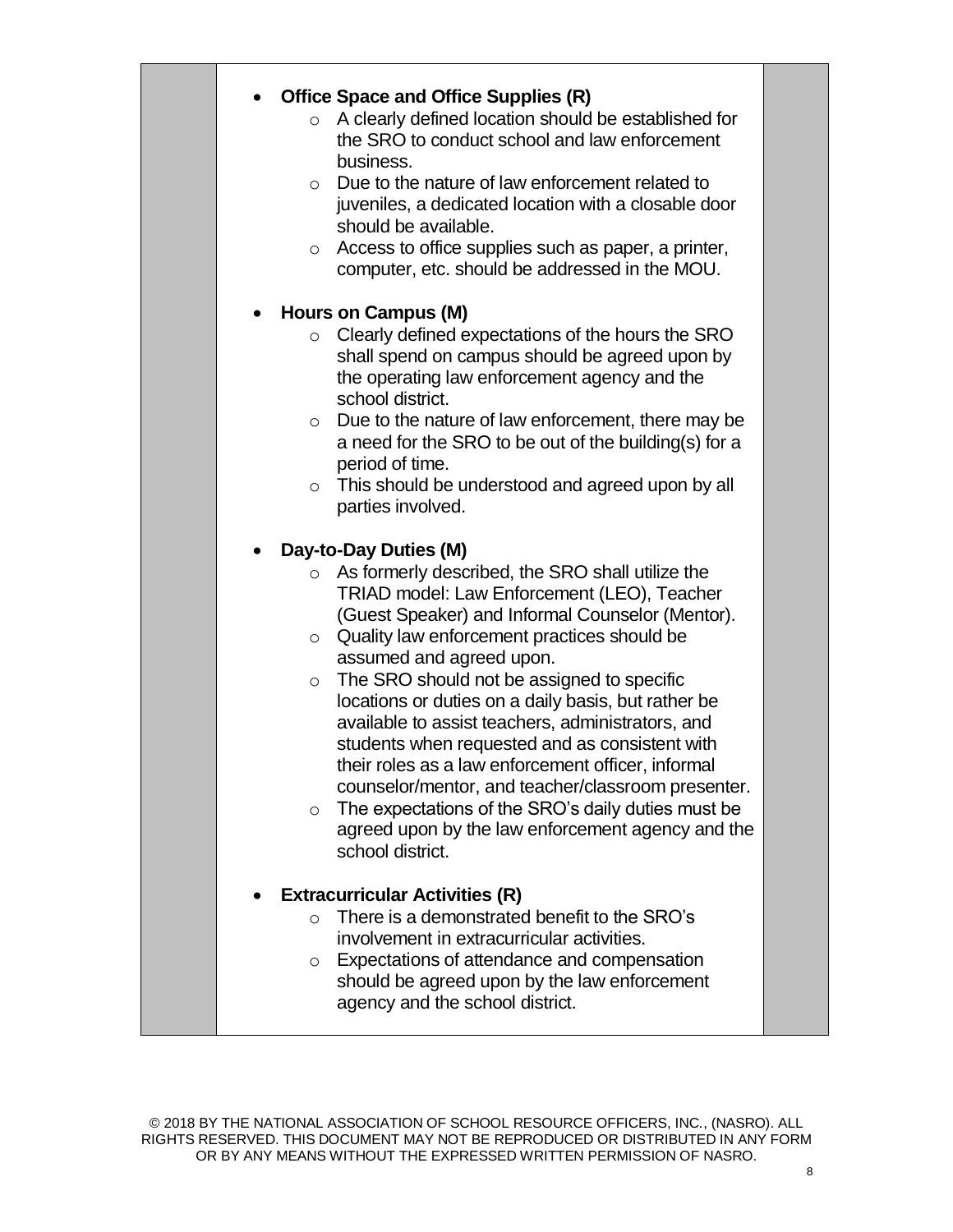- **Office Space and Office Supplies (R)**
  - A clearly defined location should be established for the SRO to conduct school and law enforcement business.
  - Due to the nature of law enforcement related to juveniles, a dedicated location with a closable door should be available.
  - Access to office supplies such as paper, a printer, computer, etc. should be addressed in the MOU.

- **Hours on Campus (M)**
  - Clearly defined expectations of the hours the SRO shall spend on campus should be agreed upon by the operating law enforcement agency and the school district.
  - Due to the nature of law enforcement, there may be a need for the SRO to be out of the building(s) for a period of time.
  - This should be understood and agreed upon by all parties involved.

- **Day-to-Day Duties (M)**
  - As formerly described, the SRO shall utilize the TRIAD model: Law Enforcement (LEO), Teacher (Guest Speaker) and Informal Counselor (Mentor).
  - Quality law enforcement practices should be assumed and agreed upon.
  - The SRO should not be assigned to specific locations or duties on a daily basis, but rather be available to assist teachers, administrators, and students when requested and as consistent with their roles as a law enforcement officer, informal counselor/mentor, and teacher/classroom presenter.
  - The expectations of the SRO's daily duties must be agreed upon by the law enforcement agency and the school district.

- **Extracurricular Activities (R)**
  - There is a demonstrated benefit to the SRO's involvement in extracurricular activities.
  - Expectations of attendance and compensation should be agreed upon by the law enforcement agency and the school district.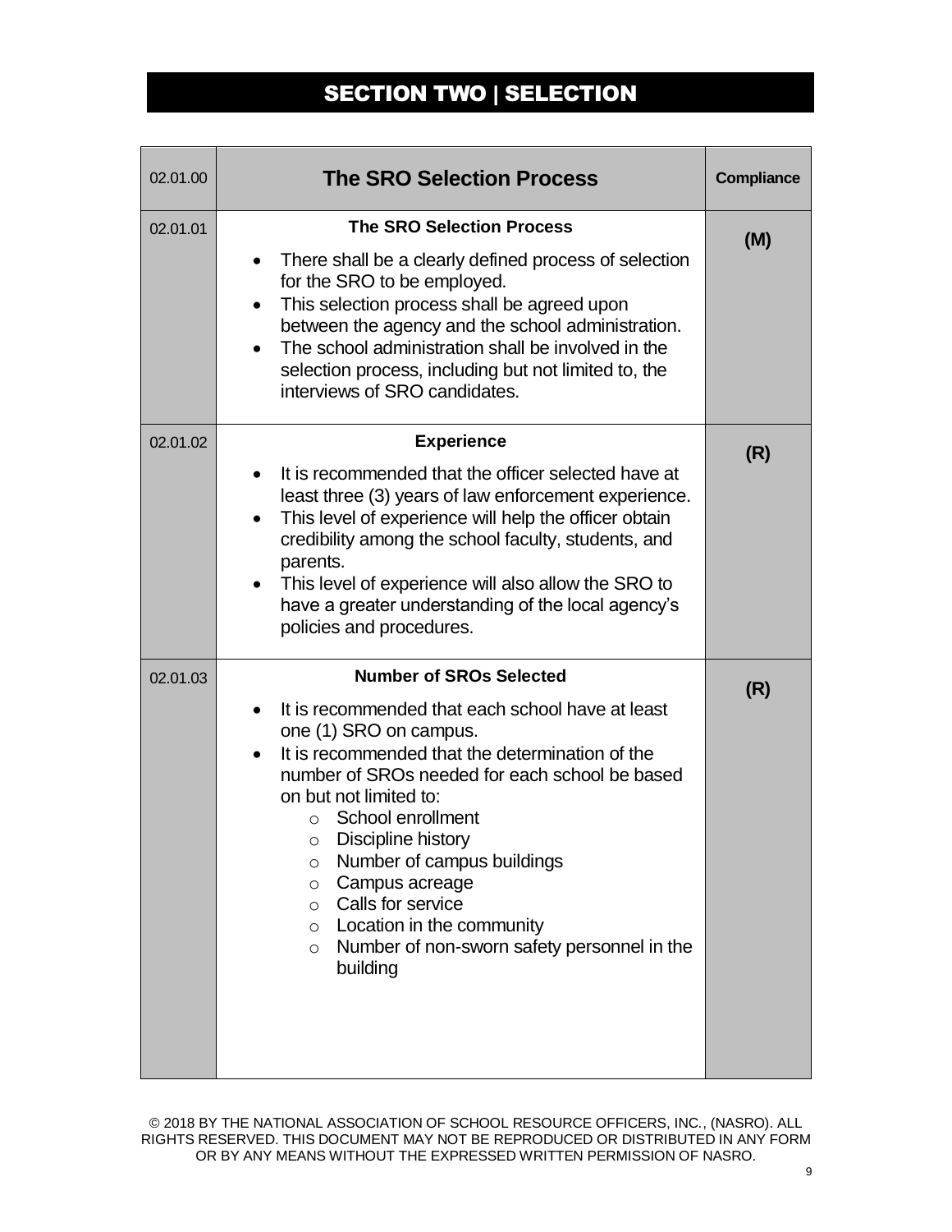# SECTION TWO | SELECTION

| 02.01.00 | The SRO Selection Process | Compliance |
|---|---|---|
| 02.01.01 | **The SRO Selection Process**<br>• There shall be a clearly defined process of selection for the SRO to be employed.<br>• This selection process shall be agreed upon between the agency and the school administration.<br>• The school administration shall be involved in the selection process, including but not limited to, the interviews of SRO candidates. | **(M)** |
| 02.01.02 | **Experience**<br>• It is recommended that the officer selected have at least three (3) years of law enforcement experience.<br>• This level of experience will help the officer obtain credibility among the school faculty, students, and parents.<br>• This level of experience will also allow the SRO to have a greater understanding of the local agency's policies and procedures. | **(R)** |
| 02.01.03 | **Number of SROs Selected**<br>• It is recommended that each school have at least one (1) SRO on campus.<br>• It is recommended that the determination of the number of SROs needed for each school be based on but not limited to:<br>&nbsp;&nbsp;&nbsp;&nbsp;○ School enrollment<br>&nbsp;&nbsp;&nbsp;&nbsp;○ Discipline history<br>&nbsp;&nbsp;&nbsp;&nbsp;○ Number of campus buildings<br>&nbsp;&nbsp;&nbsp;&nbsp;○ Campus acreage<br>&nbsp;&nbsp;&nbsp;&nbsp;○ Calls for service<br>&nbsp;&nbsp;&nbsp;&nbsp;○ Location in the community<br>&nbsp;&nbsp;&nbsp;&nbsp;○ Number of non-sworn safety personnel in the building | **(R)** |

© 2018 BY THE NATIONAL ASSOCIATION OF SCHOOL RESOURCE OFFICERS, INC., (NASRO). ALL RIGHTS RESERVED. THIS DOCUMENT MAY NOT BE REPRODUCED OR DISTRIBUTED IN ANY FORM OR BY ANY MEANS WITHOUT THE EXPRESSED WRITTEN PERMISSION OF NASRO.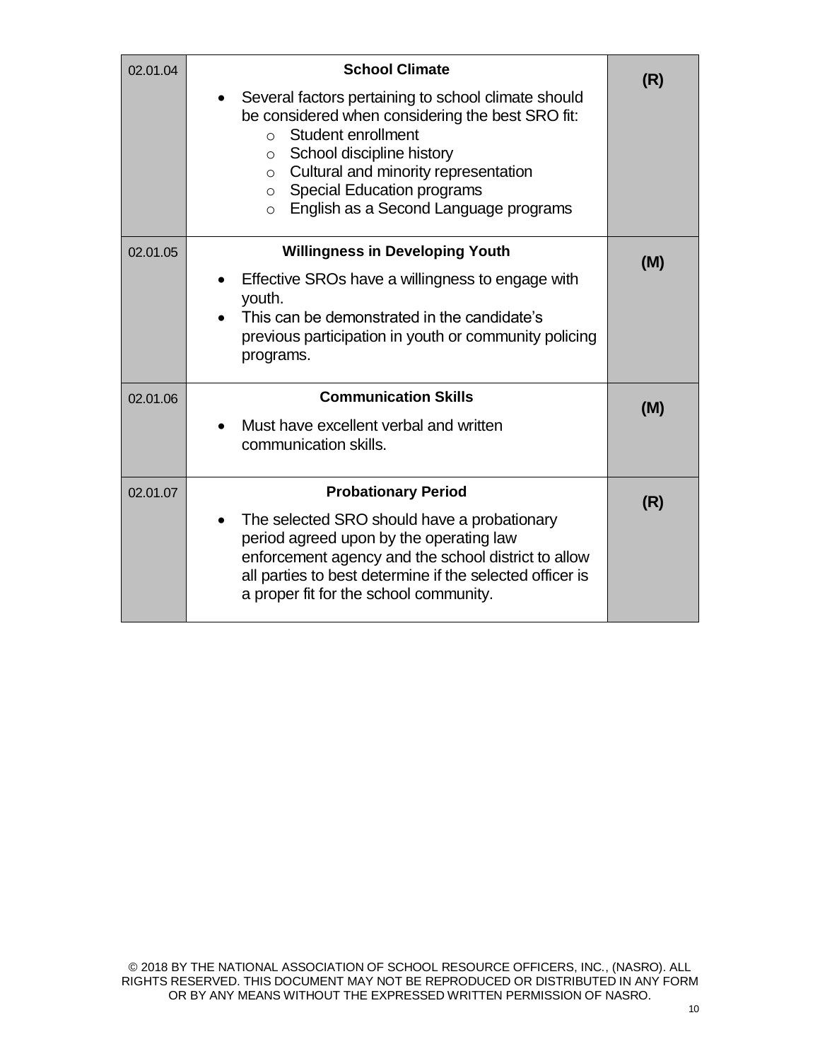| | | |
|---|---|---|
| 02.01.04 | **School Climate**<br><br>• Several factors pertaining to school climate should be considered when considering the best SRO fit:<br>  ○ Student enrollment<br>  ○ School discipline history<br>  ○ Cultural and minority representation<br>  ○ Special Education programs<br>  ○ English as a Second Language programs | **(R)** |
| 02.01.05 | **Willingness in Developing Youth**<br><br>• Effective SROs have a willingness to engage with youth.<br>• This can be demonstrated in the candidate's previous participation in youth or community policing programs. | **(M)** |
| 02.01.06 | **Communication Skills**<br><br>• Must have excellent verbal and written communication skills. | **(M)** |
| 02.01.07 | **Probationary Period**<br><br>• The selected SRO should have a probationary period agreed upon by the operating law enforcement agency and the school district to allow all parties to best determine if the selected officer is a proper fit for the school community. | **(R)** |

© 2018 BY THE NATIONAL ASSOCIATION OF SCHOOL RESOURCE OFFICERS, INC., (NASRO). ALL RIGHTS RESERVED. THIS DOCUMENT MAY NOT BE REPRODUCED OR DISTRIBUTED IN ANY FORM OR BY ANY MEANS WITHOUT THE EXPRESSED WRITTEN PERMISSION OF NASRO.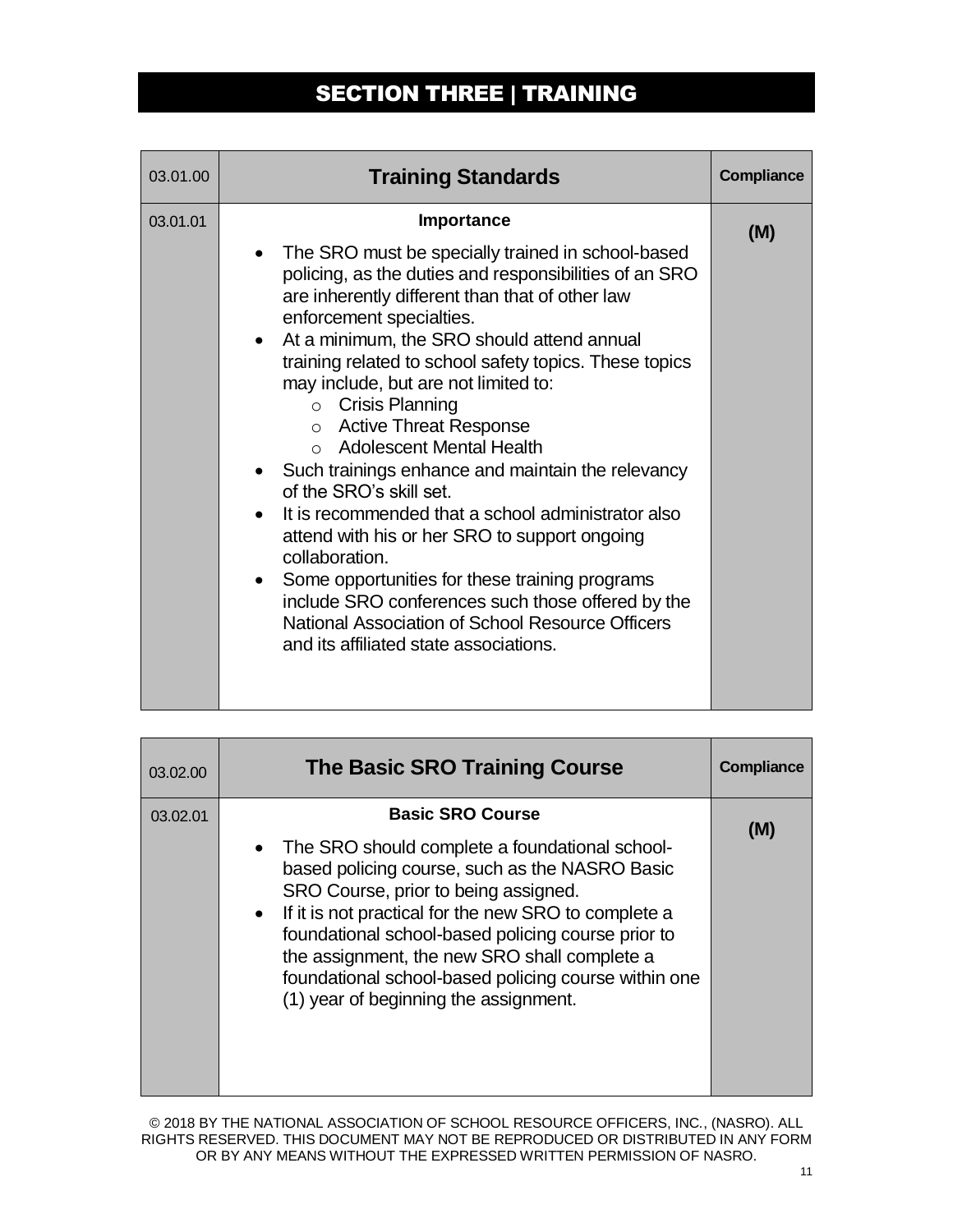# SECTION THREE | TRAINING

| 03.01.00 | **Training Standards** | **Compliance** |
|---|---|---|
| 03.01.01 | **Importance**<br>• The SRO must be specially trained in school-based policing, as the duties and responsibilities of an SRO are inherently different than that of other law enforcement specialties.<br>• At a minimum, the SRO should attend annual training related to school safety topics. These topics may include, but are not limited to:<br>&nbsp;&nbsp;&nbsp;&nbsp;○ Crisis Planning<br>&nbsp;&nbsp;&nbsp;&nbsp;○ Active Threat Response<br>&nbsp;&nbsp;&nbsp;&nbsp;○ Adolescent Mental Health<br>• Such trainings enhance and maintain the relevancy of the SRO's skill set.<br>• It is recommended that a school administrator also attend with his or her SRO to support ongoing collaboration.<br>• Some opportunities for these training programs include SRO conferences such those offered by the National Association of School Resource Officers and its affiliated state associations. | **(M)** |

| 03.02.00 | **The Basic SRO Training Course** | **Compliance** |
|---|---|---|
| 03.02.01 | **Basic SRO Course**<br>• The SRO should complete a foundational school-based policing course, such as the NASRO Basic SRO Course, prior to being assigned.<br>• If it is not practical for the new SRO to complete a foundational school-based policing course prior to the assignment, the new SRO shall complete a foundational school-based policing course within one (1) year of beginning the assignment. | **(M)** |

© 2018 BY THE NATIONAL ASSOCIATION OF SCHOOL RESOURCE OFFICERS, INC., (NASRO). ALL RIGHTS RESERVED. THIS DOCUMENT MAY NOT BE REPRODUCED OR DISTRIBUTED IN ANY FORM OR BY ANY MEANS WITHOUT THE EXPRESSED WRITTEN PERMISSION OF NASRO.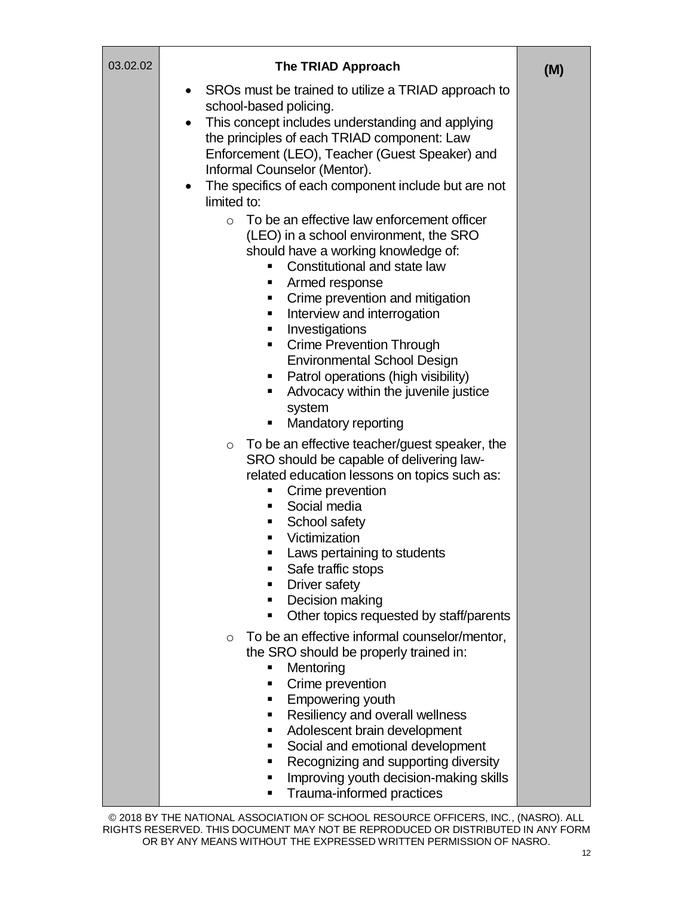| 03.02.02 | **The TRIAD Approach** | **(M)** |
|---|---|---|
| | • SROs must be trained to utilize a TRIAD approach to school-based policing.<br>• This concept includes understanding and applying the principles of each TRIAD component: Law Enforcement (LEO), Teacher (Guest Speaker) and Informal Counselor (Mentor).<br>• The specifics of each component include but are not limited to:<br>&nbsp;&nbsp;&nbsp;&nbsp;○ To be an effective law enforcement officer (LEO) in a school environment, the SRO should have a working knowledge of:<br>&nbsp;&nbsp;&nbsp;&nbsp;&nbsp;&nbsp;&nbsp;&nbsp;▪ Constitutional and state law<br>&nbsp;&nbsp;&nbsp;&nbsp;&nbsp;&nbsp;&nbsp;&nbsp;▪ Armed response<br>&nbsp;&nbsp;&nbsp;&nbsp;&nbsp;&nbsp;&nbsp;&nbsp;▪ Crime prevention and mitigation<br>&nbsp;&nbsp;&nbsp;&nbsp;&nbsp;&nbsp;&nbsp;&nbsp;▪ Interview and interrogation<br>&nbsp;&nbsp;&nbsp;&nbsp;&nbsp;&nbsp;&nbsp;&nbsp;▪ Investigations<br>&nbsp;&nbsp;&nbsp;&nbsp;&nbsp;&nbsp;&nbsp;&nbsp;▪ Crime Prevention Through Environmental School Design<br>&nbsp;&nbsp;&nbsp;&nbsp;&nbsp;&nbsp;&nbsp;&nbsp;▪ Patrol operations (high visibility)<br>&nbsp;&nbsp;&nbsp;&nbsp;&nbsp;&nbsp;&nbsp;&nbsp;▪ Advocacy within the juvenile justice system<br>&nbsp;&nbsp;&nbsp;&nbsp;&nbsp;&nbsp;&nbsp;&nbsp;▪ Mandatory reporting<br>&nbsp;&nbsp;&nbsp;&nbsp;○ To be an effective teacher/guest speaker, the SRO should be capable of delivering law-related education lessons on topics such as:<br>&nbsp;&nbsp;&nbsp;&nbsp;&nbsp;&nbsp;&nbsp;&nbsp;▪ Crime prevention<br>&nbsp;&nbsp;&nbsp;&nbsp;&nbsp;&nbsp;&nbsp;&nbsp;▪ Social media<br>&nbsp;&nbsp;&nbsp;&nbsp;&nbsp;&nbsp;&nbsp;&nbsp;▪ School safety<br>&nbsp;&nbsp;&nbsp;&nbsp;&nbsp;&nbsp;&nbsp;&nbsp;▪ Victimization<br>&nbsp;&nbsp;&nbsp;&nbsp;&nbsp;&nbsp;&nbsp;&nbsp;▪ Laws pertaining to students<br>&nbsp;&nbsp;&nbsp;&nbsp;&nbsp;&nbsp;&nbsp;&nbsp;▪ Safe traffic stops<br>&nbsp;&nbsp;&nbsp;&nbsp;&nbsp;&nbsp;&nbsp;&nbsp;▪ Driver safety<br>&nbsp;&nbsp;&nbsp;&nbsp;&nbsp;&nbsp;&nbsp;&nbsp;▪ Decision making<br>&nbsp;&nbsp;&nbsp;&nbsp;&nbsp;&nbsp;&nbsp;&nbsp;▪ Other topics requested by staff/parents<br>&nbsp;&nbsp;&nbsp;&nbsp;○ To be an effective informal counselor/mentor, the SRO should be properly trained in:<br>&nbsp;&nbsp;&nbsp;&nbsp;&nbsp;&nbsp;&nbsp;&nbsp;▪ Mentoring<br>&nbsp;&nbsp;&nbsp;&nbsp;&nbsp;&nbsp;&nbsp;&nbsp;▪ Crime prevention<br>&nbsp;&nbsp;&nbsp;&nbsp;&nbsp;&nbsp;&nbsp;&nbsp;▪ Empowering youth<br>&nbsp;&nbsp;&nbsp;&nbsp;&nbsp;&nbsp;&nbsp;&nbsp;▪ Resiliency and overall wellness<br>&nbsp;&nbsp;&nbsp;&nbsp;&nbsp;&nbsp;&nbsp;&nbsp;▪ Adolescent brain development<br>&nbsp;&nbsp;&nbsp;&nbsp;&nbsp;&nbsp;&nbsp;&nbsp;▪ Social and emotional development<br>&nbsp;&nbsp;&nbsp;&nbsp;&nbsp;&nbsp;&nbsp;&nbsp;▪ Recognizing and supporting diversity<br>&nbsp;&nbsp;&nbsp;&nbsp;&nbsp;&nbsp;&nbsp;&nbsp;▪ Improving youth decision-making skills<br>&nbsp;&nbsp;&nbsp;&nbsp;&nbsp;&nbsp;&nbsp;&nbsp;▪ Trauma-informed practices | |

© 2018 BY THE NATIONAL ASSOCIATION OF SCHOOL RESOURCE OFFICERS, INC., (NASRO). ALL RIGHTS RESERVED. THIS DOCUMENT MAY NOT BE REPRODUCED OR DISTRIBUTED IN ANY FORM OR BY ANY MEANS WITHOUT THE EXPRESSED WRITTEN PERMISSION OF NASRO.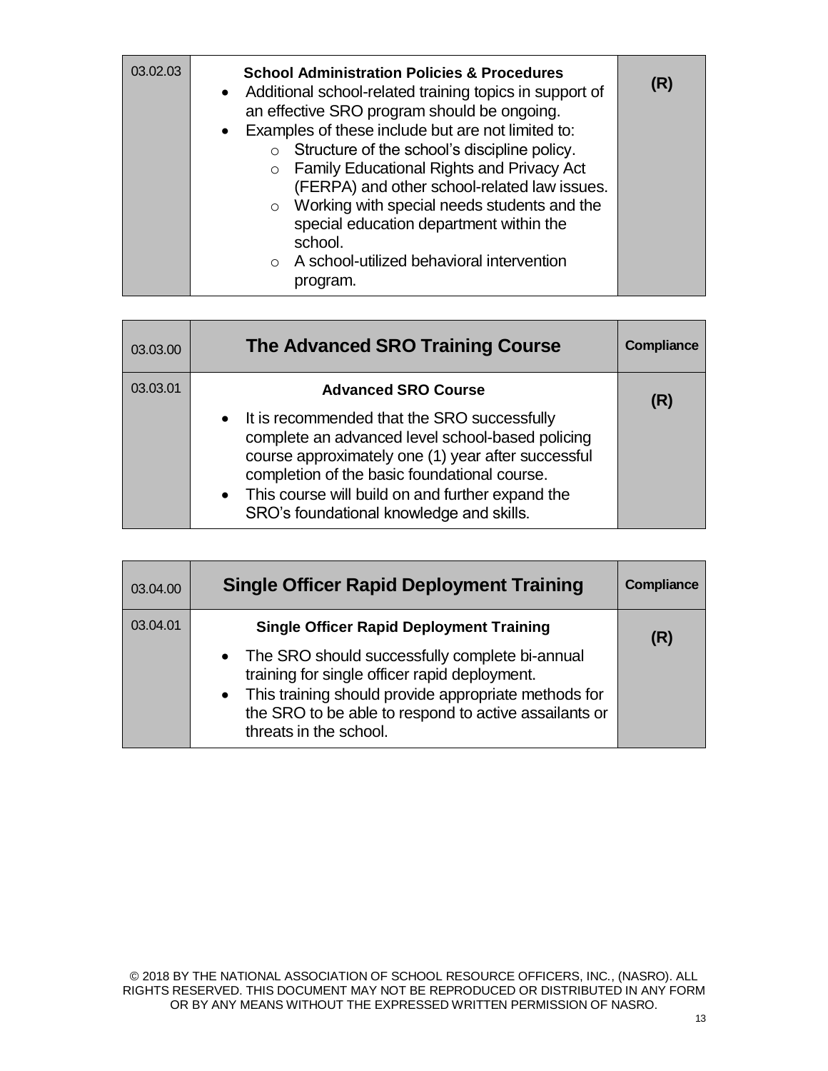| 03.02.03 | **School Administration Policies & Procedures**<br>• Additional school-related training topics in support of an effective SRO program should be ongoing.<br>• Examples of these include but are not limited to:<br>  ○ Structure of the school's discipline policy.<br>  ○ Family Educational Rights and Privacy Act (FERPA) and other school-related law issues.<br>  ○ Working with special needs students and the special education department within the school.<br>  ○ A school-utilized behavioral intervention program. | **(R)** |
|---|---|---|

| 03.03.00 | **The Advanced SRO Training Course** | **Compliance** |
|---|---|---|
| 03.03.01 | **Advanced SRO Course**<br>• It is recommended that the SRO successfully complete an advanced level school-based policing course approximately one (1) year after successful completion of the basic foundational course.<br>• This course will build on and further expand the SRO's foundational knowledge and skills. | **(R)** |

| 03.04.00 | **Single Officer Rapid Deployment Training** | **Compliance** |
|---|---|---|
| 03.04.01 | **Single Officer Rapid Deployment Training**<br>• The SRO should successfully complete bi-annual training for single officer rapid deployment.<br>• This training should provide appropriate methods for the SRO to be able to respond to active assailants or threats in the school. | **(R)** |

© 2018 BY THE NATIONAL ASSOCIATION OF SCHOOL RESOURCE OFFICERS, INC., (NASRO). ALL RIGHTS RESERVED. THIS DOCUMENT MAY NOT BE REPRODUCED OR DISTRIBUTED IN ANY FORM OR BY ANY MEANS WITHOUT THE EXPRESSED WRITTEN PERMISSION OF NASRO.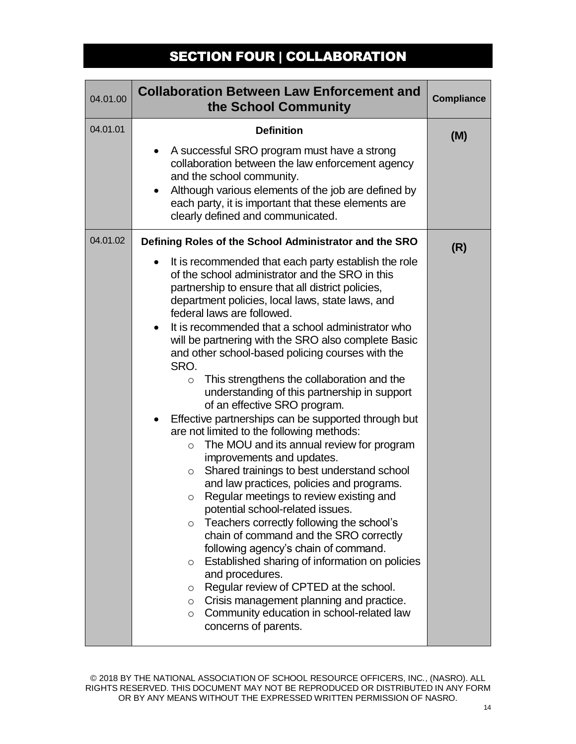# SECTION FOUR | COLLABORATION

| 04.01.00 | Collaboration Between Law Enforcement and the School Community | Compliance |
|---|---|---|
| 04.01.01 | **Definition**<br>• A successful SRO program must have a strong collaboration between the law enforcement agency and the school community.<br>• Although various elements of the job are defined by each party, it is important that these elements are clearly defined and communicated. | **(M)** |
| 04.01.02 | **Defining Roles of the School Administrator and the SRO**<br>• It is recommended that each party establish the role of the school administrator and the SRO in this partnership to ensure that all district policies, department policies, local laws, state laws, and federal laws are followed.<br>• It is recommended that a school administrator who will be partnering with the SRO also complete Basic and other school-based policing courses with the SRO.<br>  ○ This strengthens the collaboration and the understanding of this partnership in support of an effective SRO program.<br>• Effective partnerships can be supported through but are not limited to the following methods:<br>  ○ The MOU and its annual review for program improvements and updates.<br>  ○ Shared trainings to best understand school and law practices, policies and programs.<br>  ○ Regular meetings to review existing and potential school-related issues.<br>  ○ Teachers correctly following the school's chain of command and the SRO correctly following agency's chain of command.<br>  ○ Established sharing of information on policies and procedures.<br>  ○ Regular review of CPTED at the school.<br>  ○ Crisis management planning and practice.<br>  ○ Community education in school-related law concerns of parents. | **(R)** |

© 2018 BY THE NATIONAL ASSOCIATION OF SCHOOL RESOURCE OFFICERS, INC., (NASRO). ALL RIGHTS RESERVED. THIS DOCUMENT MAY NOT BE REPRODUCED OR DISTRIBUTED IN ANY FORM OR BY ANY MEANS WITHOUT THE EXPRESSED WRITTEN PERMISSION OF NASRO.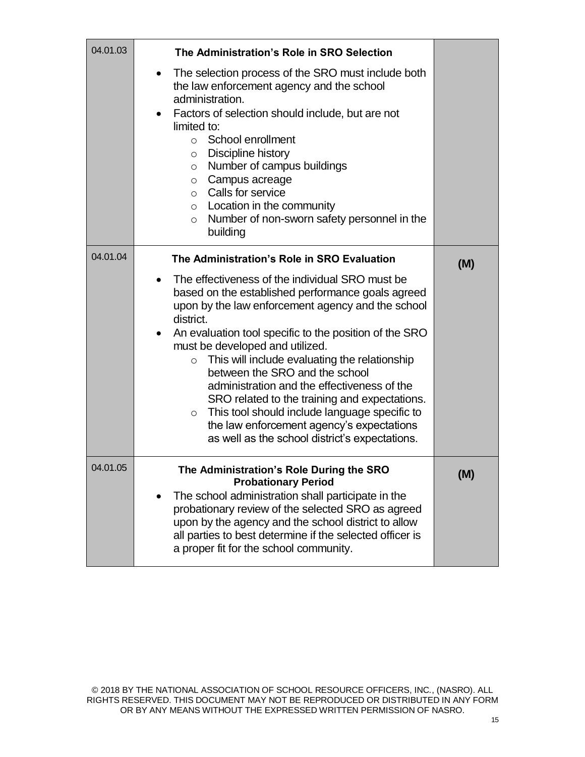| | | |
|---|---|---|
| 04.01.03 | **The Administration's Role in SRO Selection**<br>• The selection process of the SRO must include both the law enforcement agency and the school administration.<br>• Factors of selection should include, but are not limited to:<br>  ○ School enrollment<br>  ○ Discipline history<br>  ○ Number of campus buildings<br>  ○ Campus acreage<br>  ○ Calls for service<br>  ○ Location in the community<br>  ○ Number of non-sworn safety personnel in the building | |
| 04.01.04 | **The Administration's Role in SRO Evaluation**<br>• The effectiveness of the individual SRO must be based on the established performance goals agreed upon by the law enforcement agency and the school district.<br>• An evaluation tool specific to the position of the SRO must be developed and utilized.<br>  ○ This will include evaluating the relationship between the SRO and the school administration and the effectiveness of the SRO related to the training and expectations.<br>  ○ This tool should include language specific to the law enforcement agency's expectations as well as the school district's expectations. | **(M)** |
| 04.01.05 | **The Administration's Role During the SRO Probationary Period**<br>• The school administration shall participate in the probationary review of the selected SRO as agreed upon by the agency and the school district to allow all parties to best determine if the selected officer is a proper fit for the school community. | **(M)** |

© 2018 BY THE NATIONAL ASSOCIATION OF SCHOOL RESOURCE OFFICERS, INC., (NASRO). ALL RIGHTS RESERVED. THIS DOCUMENT MAY NOT BE REPRODUCED OR DISTRIBUTED IN ANY FORM OR BY ANY MEANS WITHOUT THE EXPRESSED WRITTEN PERMISSION OF NASRO.